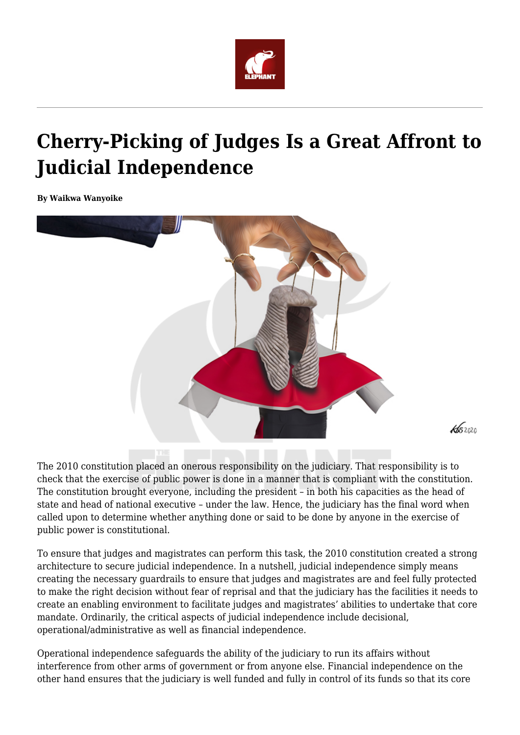# Cherry-Picking of Judges Is a Great Affront to Judicial Independence

**By Waikwa Wanyoike**

The 2010 constitution placed an onerous responsibility on the judiciary. That responsibility is to check that the exercise of public power is done in a manner that is compliant with the constitution. The constitution brought everyone, including the president – in both his capacities as the head of state and head of national executive – under the law. Hence, the judiciary has the final word when called upon to determine whether anything done or said to be done by anyone in the exercise of public power is constitutional.

To ensure that judges and magistrates can perform this task, the 2010 constitution created a strong architecture to secure judicial independence. In a nutshell, judicial independence simply means creating the necessary guardrails to ensure that judges and magistrates are and feel fully protected to make the right decision without fear of reprisal and that the judiciary has the facilities it needs to create an enabling environment to facilitate judges and magistrates' abilities to undertake that core mandate. Ordinarily, the critical aspects of judicial independence include decisional, operational/administrative as well as financial independence.

Operational independence safeguards the ability of the judiciary to run its affairs without interference from other arms of government or from anyone else. Financial independence on the other hand ensures that the judiciary is well funded and fully in control of its funds so that its core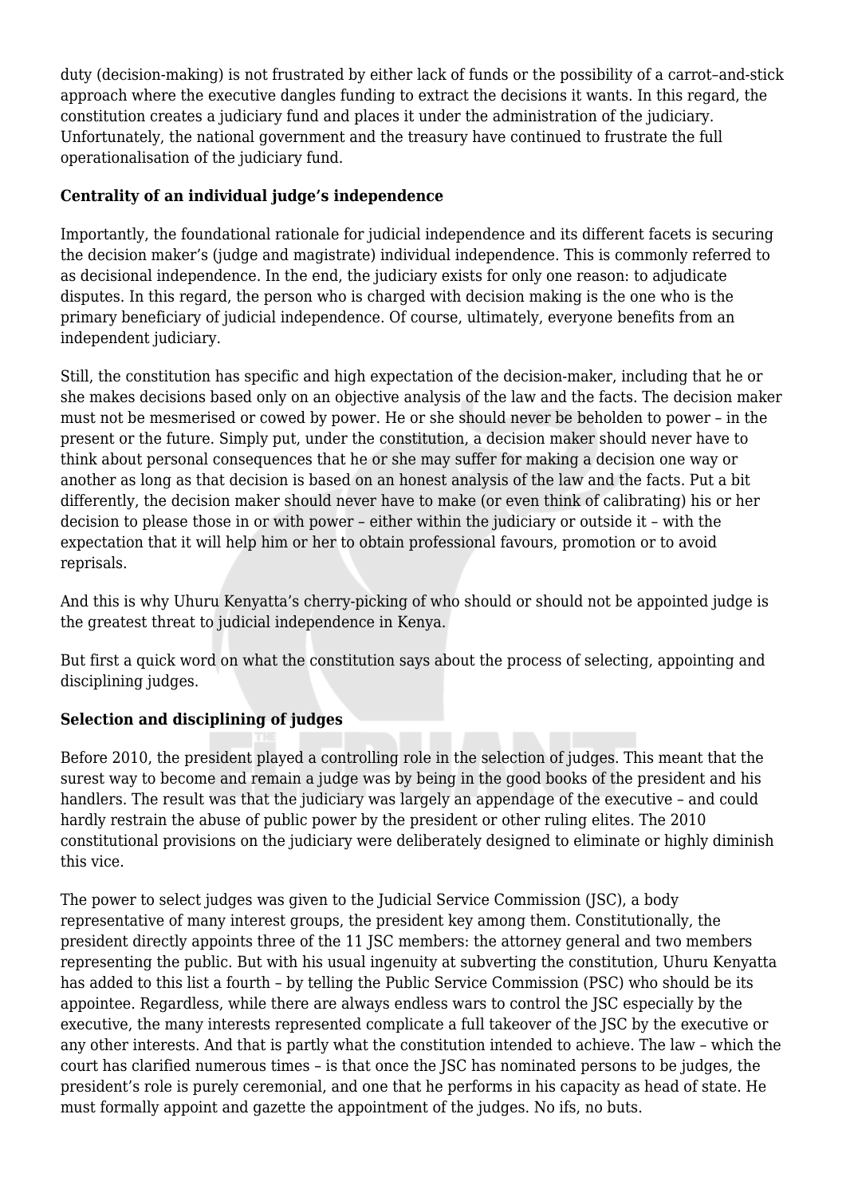duty (decision-making) is not frustrated by either lack of funds or the possibility of a carrot–and-stick approach where the executive dangles funding to extract the decisions it wants. In this regard, the constitution creates a judiciary fund and places it under the administration of the judiciary. Unfortunately, the national government and the treasury have continued to frustrate the full operationalisation of the judiciary fund.

**Centrality of an individual judge's independence**

Importantly, the foundational rationale for judicial independence and its different facets is securing the decision maker's (judge and magistrate) individual independence. This is commonly referred to as decisional independence. In the end, the judiciary exists for only one reason: to adjudicate disputes. In this regard, the person who is charged with decision making is the one who is the primary beneficiary of judicial independence. Of course, ultimately, everyone benefits from an independent judiciary.

Still, the constitution has specific and high expectation of the decision-maker, including that he or she makes decisions based only on an objective analysis of the law and the facts. The decision maker must not be mesmerised or cowed by power. He or she should never be beholden to power – in the present or the future. Simply put, under the constitution, a decision maker should never have to think about personal consequences that he or she may suffer for making a decision one way or another as long as that decision is based on an honest analysis of the law and the facts. Put a bit differently, the decision maker should never have to make (or even think of calibrating) his or her decision to please those in or with power – either within the judiciary or outside it – with the expectation that it will help him or her to obtain professional favours, promotion or to avoid reprisals.

And this is why Uhuru Kenyatta's cherry-picking of who should or should not be appointed judge is the greatest threat to judicial independence in Kenya.

But first a quick word on what the constitution says about the process of selecting, appointing and disciplining judges.

**Selection and disciplining of judges**

Before 2010, the president played a controlling role in the selection of judges. This meant that the surest way to become and remain a judge was by being in the good books of the president and his handlers. The result was that the judiciary was largely an appendage of the executive – and could hardly restrain the abuse of public power by the president or other ruling elites. The 2010 constitutional provisions on the judiciary were deliberately designed to eliminate or highly diminish this vice.

The power to select judges was given to the Judicial Service Commission (JSC), a body representative of many interest groups, the president key among them. Constitutionally, the president directly appoints three of the 11 JSC members: the attorney general and two members representing the public. But with his usual ingenuity at subverting the constitution, Uhuru Kenyatta has added to this list a fourth – by telling the Public Service Commission (PSC) who should be its appointee. Regardless, while there are always endless wars to control the JSC especially by the executive, the many interests represented complicate a full takeover of the JSC by the executive or any other interests. And that is partly what the constitution intended to achieve. The law – which the court has clarified numerous times – is that once the JSC has nominated persons to be judges, the president's role is purely ceremonial, and one that he performs in his capacity as head of state. He must formally appoint and gazette the appointment of the judges. No ifs, no buts.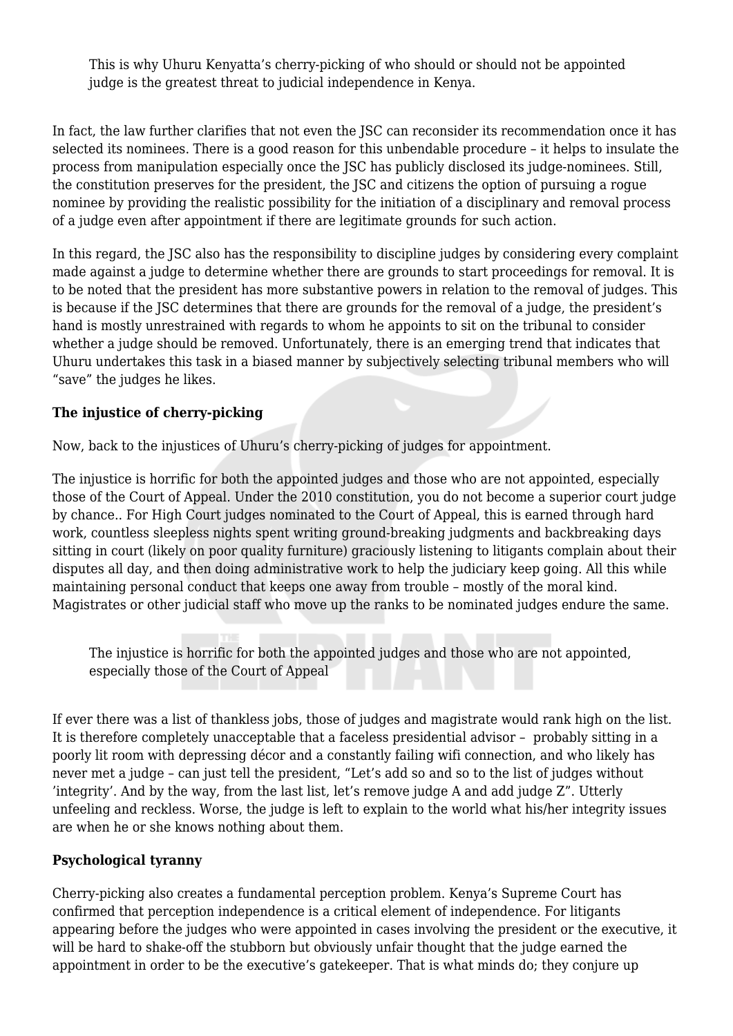> This is why Uhuru Kenyatta's cherry-picking of who should or should not be appointed judge is the greatest threat to judicial independence in Kenya.

In fact, the law further clarifies that not even the JSC can reconsider its recommendation once it has selected its nominees. There is a good reason for this unbendable procedure – it helps to insulate the process from manipulation especially once the JSC has publicly disclosed its judge-nominees. Still, the constitution preserves for the president, the JSC and citizens the option of pursuing a rogue nominee by providing the realistic possibility for the initiation of a disciplinary and removal process of a judge even after appointment if there are legitimate grounds for such action.

In this regard, the JSC also has the responsibility to discipline judges by considering every complaint made against a judge to determine whether there are grounds to start proceedings for removal. It is to be noted that the president has more substantive powers in relation to the removal of judges. This is because if the JSC determines that there are grounds for the removal of a judge, the president's hand is mostly unrestrained with regards to whom he appoints to sit on the tribunal to consider whether a judge should be removed. Unfortunately, there is an emerging trend that indicates that Uhuru undertakes this task in a biased manner by subjectively selecting tribunal members who will "save" the judges he likes.

**The injustice of cherry-picking**

Now, back to the injustices of Uhuru's cherry-picking of judges for appointment.

The injustice is horrific for both the appointed judges and those who are not appointed, especially those of the Court of Appeal. Under the 2010 constitution, you do not become a superior court judge by chance.. For High Court judges nominated to the Court of Appeal, this is earned through hard work, countless sleepless nights spent writing ground-breaking judgments and backbreaking days sitting in court (likely on poor quality furniture) graciously listening to litigants complain about their disputes all day, and then doing administrative work to help the judiciary keep going. All this while maintaining personal conduct that keeps one away from trouble – mostly of the moral kind. Magistrates or other judicial staff who move up the ranks to be nominated judges endure the same.

> The injustice is horrific for both the appointed judges and those who are not appointed, especially those of the Court of Appeal

If ever there was a list of thankless jobs, those of judges and magistrate would rank high on the list. It is therefore completely unacceptable that a faceless presidential advisor – probably sitting in a poorly lit room with depressing décor and a constantly failing wifi connection, and who likely has never met a judge – can just tell the president, "Let's add so and so to the list of judges without 'integrity'. And by the way, from the last list, let's remove judge A and add judge Z". Utterly unfeeling and reckless. Worse, the judge is left to explain to the world what his/her integrity issues are when he or she knows nothing about them.

**Psychological tyranny**

Cherry-picking also creates a fundamental perception problem. Kenya's Supreme Court has confirmed that perception independence is a critical element of independence. For litigants appearing before the judges who were appointed in cases involving the president or the executive, it will be hard to shake-off the stubborn but obviously unfair thought that the judge earned the appointment in order to be the executive's gatekeeper. That is what minds do; they conjure up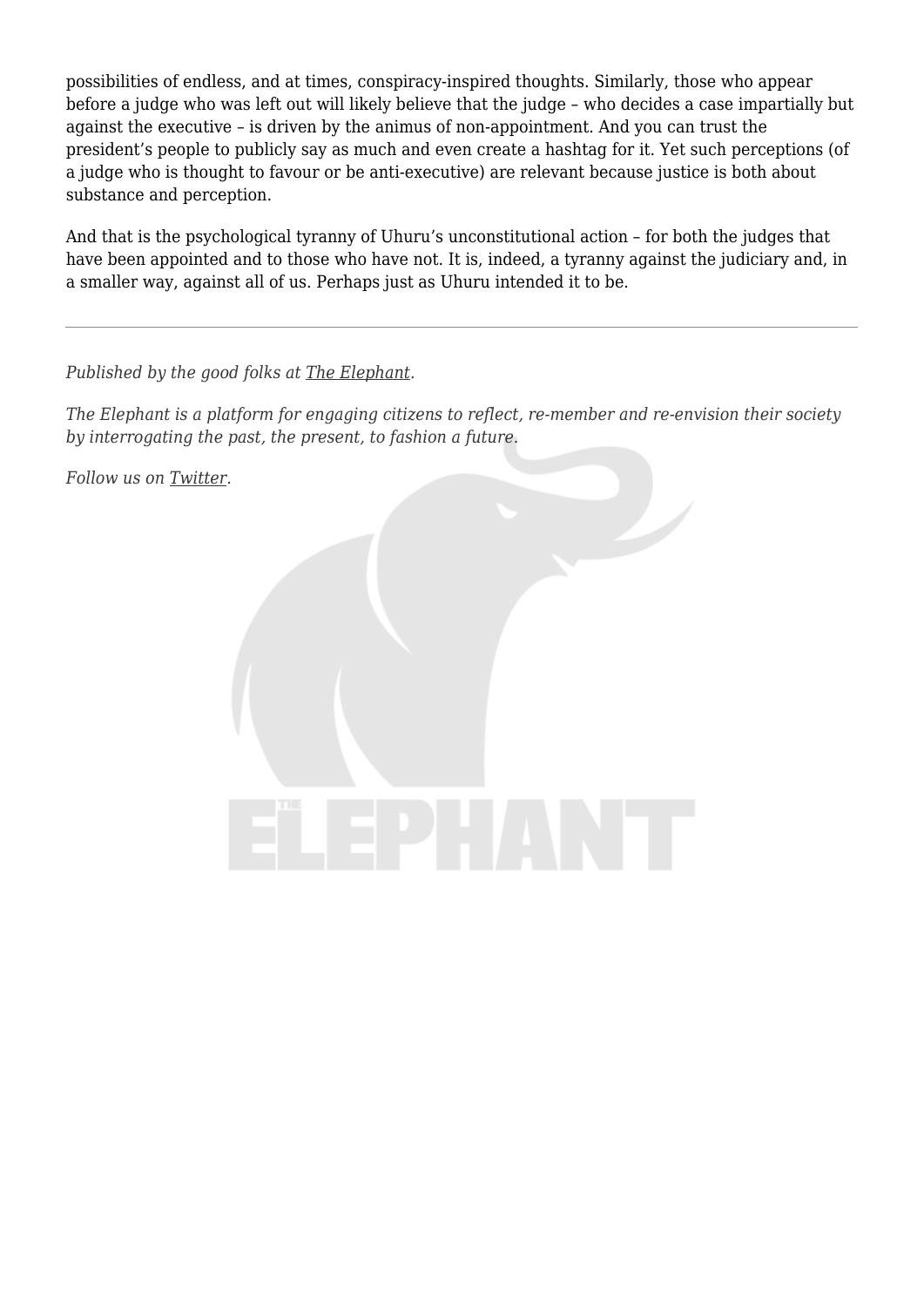possibilities of endless, and at times, conspiracy-inspired thoughts. Similarly, those who appear before a judge who was left out will likely believe that the judge – who decides a case impartially but against the executive – is driven by the animus of non-appointment. And you can trust the president's people to publicly say as much and even create a hashtag for it. Yet such perceptions (of a judge who is thought to favour or be anti-executive) are relevant because justice is both about substance and perception.

And that is the psychological tyranny of Uhuru's unconstitutional action – for both the judges that have been appointed and to those who have not. It is, indeed, a tyranny against the judiciary and, in a smaller way, against all of us. Perhaps just as Uhuru intended it to be.

---

*Published by the good folks at The Elephant.*

*The Elephant is a platform for engaging citizens to reflect, re-member and re-envision their society by interrogating the past, the present, to fashion a future.*

*Follow us on Twitter.*